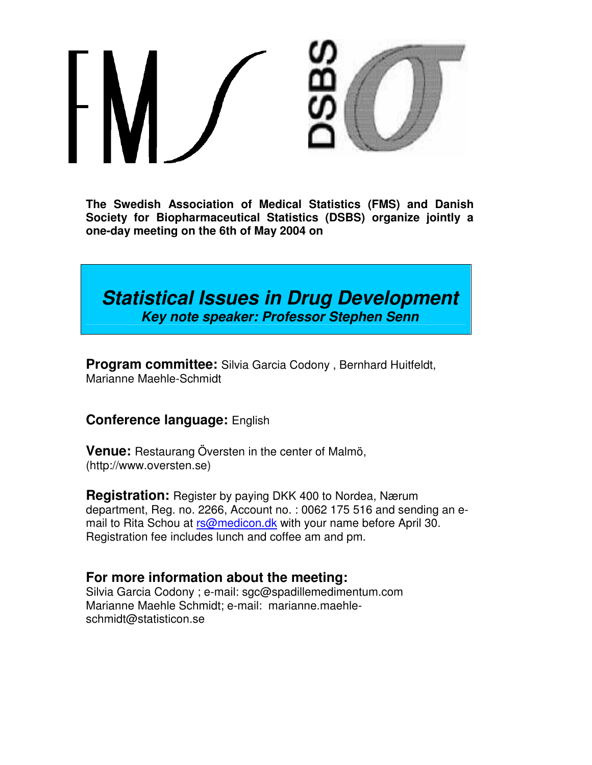FMS DSBS

**The Swedish Association of Medical Statistics (FMS) and Danish Society for Biopharmaceutical Statistics (DSBS) organize jointly a one-day meeting on the 6th of May 2004 on**

# *Statistical Issues in Drug Development*

***Key note speaker: Professor Stephen Senn***

**Program committee:** Silvia Garcia Codony , Bernhard Huitfeldt, Marianne Maehle-Schmidt

**Conference language:** English

**Venue:** Restaurang Översten in the center of Malmö, (http://www.oversten.se)

**Registration:** Register by paying DKK 400 to Nordea, Nærum department, Reg. no. 2266, Account no. : 0062 175 516 and sending an e-mail to Rita Schou at rs@medicon.dk with your name before April 30. Registration fee includes lunch and coffee am and pm.

## For more information about the meeting:

Silvia Garcia Codony ; e-mail: sgc@spadillemedimentum.com
Marianne Maehle Schmidt; e-mail: marianne.maehle-schmidt@statisticon.se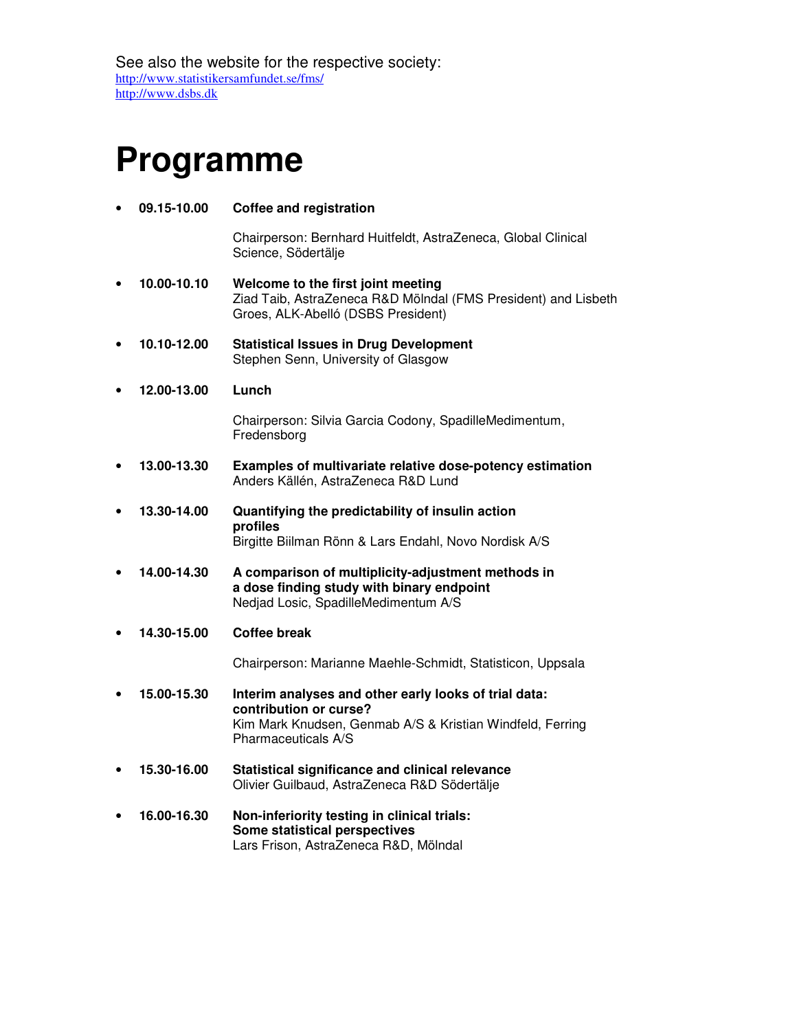See also the website for the respective society:
http://www.statistikersamfundet.se/fms/
http://www.dsbs.dk

# Programme

- **09.15-10.00** **Coffee and registration**

  Chairperson: Bernhard Huitfeldt, AstraZeneca, Global Clinical Science, Södertälje

- **10.00-10.10** **Welcome to the first joint meeting**
  Ziad Taib, AstraZeneca R&D Mölndal (FMS President) and Lisbeth Groes, ALK-Abelló (DSBS President)

- **10.10-12.00** **Statistical Issues in Drug Development**
  Stephen Senn, University of Glasgow

- **12.00-13.00** **Lunch**

  Chairperson: Silvia Garcia Codony, SpadilleMedimentum, Fredensborg

- **13.00-13.30** **Examples of multivariate relative dose-potency estimation**
  Anders Källén, AstraZeneca R&D Lund

- **13.30-14.00** **Quantifying the predictability of insulin action profiles**
  Birgitte Biilman Rönn & Lars Endahl, Novo Nordisk A/S

- **14.00-14.30** **A comparison of multiplicity-adjustment methods in a dose finding study with binary endpoint**
  Nedjad Losic, SpadilleMedimentum A/S

- **14.30-15.00** **Coffee break**

  Chairperson: Marianne Maehle-Schmidt, Statisticon, Uppsala

- **15.00-15.30** **Interim analyses and other early looks of trial data: contribution or curse?**
  Kim Mark Knudsen, Genmab A/S & Kristian Windfeld, Ferring Pharmaceuticals A/S

- **15.30-16.00** **Statistical significance and clinical relevance**
  Olivier Guilbaud, AstraZeneca R&D Södertälje

- **16.00-16.30** **Non-inferiority testing in clinical trials: Some statistical perspectives**
  Lars Frison, AstraZeneca R&D, Mölndal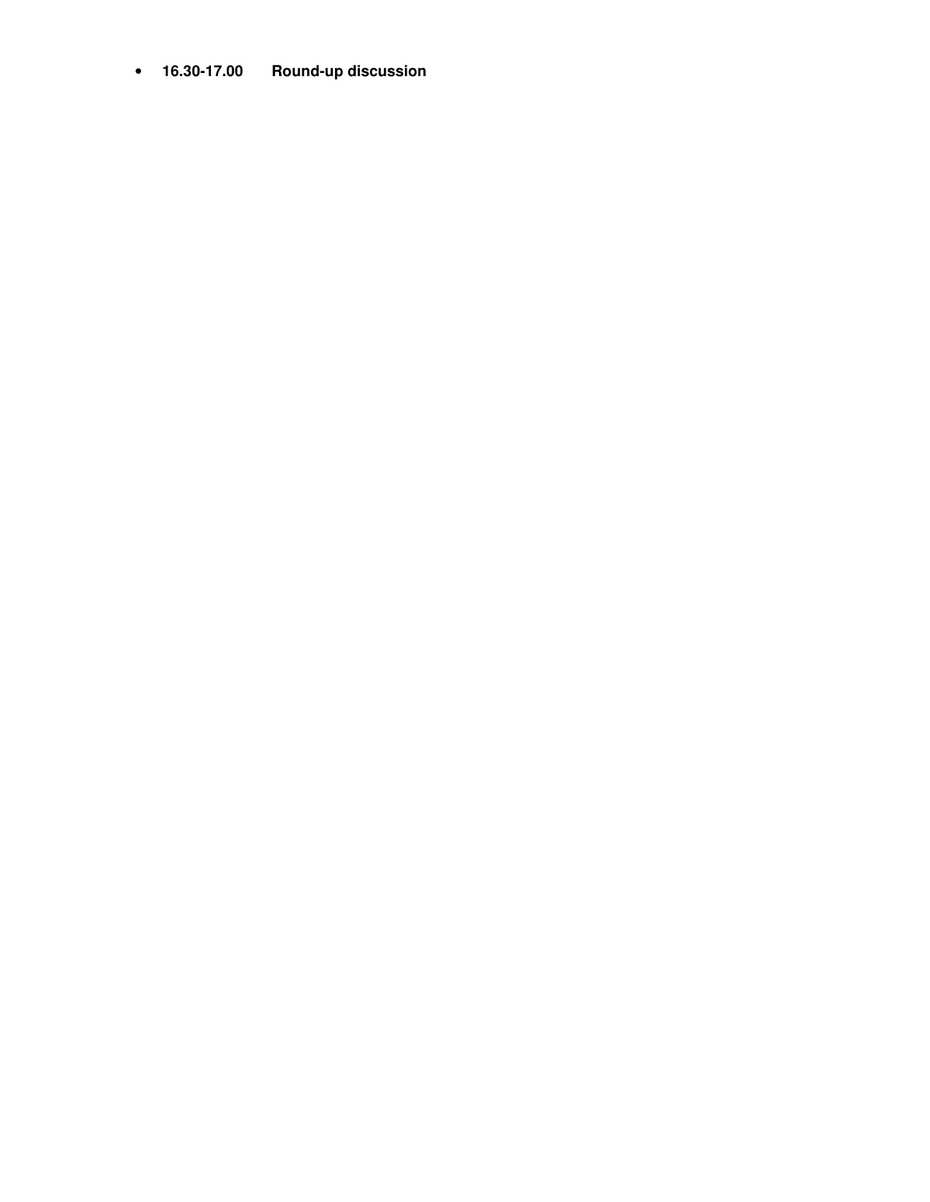- **16.30-17.00 Round-up discussion**